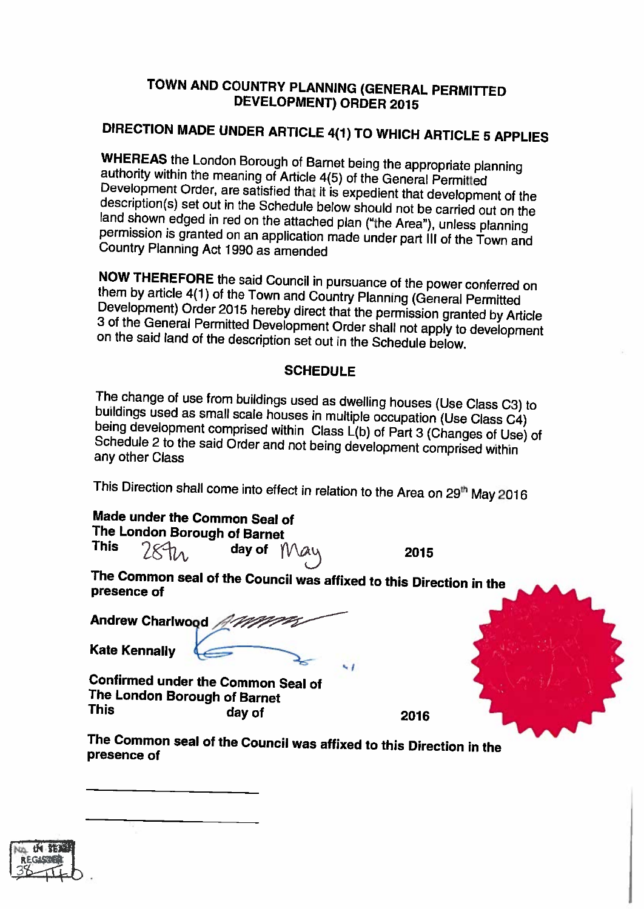## TOWN AND COUNTRY PLANNING (GENERAL PERMITTED DEVELOPMENT) ORDER 2015

## DIRECTION MADE UNDER ARTICLE 4(1) TO WHICH ARTICLE 5 APPLIES

**WHEREAS** the London Borough of Barnet being the appropriate planning authority within the meaning of Article 4(5) of the General Permitted Development Order, are satisfied that it is expedient that development of the description(s) set out in the Schedule below should not be carried out on the land shown edged in red on the attached plan ("the Area"), unless planning permission is granted on an application made under part III of the Town and Country Planning Act 1990 as amended

**NOW THEREFORE** the said Council in pursuance of the power conferred on them by article 4(1) of the Town and Country Planning (General Permitted Development) Order 2015 hereby direct that the permission granted by Article 3 of the General Permitted Development Order shall not apply to development on the said land of the description set out in the Schedule below.

### SCHEDULE

The change of use from buildings used as dwelling houses (Use Class C3) to buildings used as small scale houses in multiple occupation (Use Class C4) being development comprised within Class L(b) of Part 3 (Changes of Use) of Schedule 2 to the said Order and not being development comprised within any other Class

This Direction shall come into effect in relation to the Area on 29th May 2016

**Made under the Common Seal of**
**The London Borough of Barnet**
**This** 28th **day of** May **2015**

**The Common seal of the Council was affixed to this Direction in the presence of**

**Andrew Charlwood**

**Kate Kennally**

**Confirmed under the Common Seal of**
**The London Borough of Barnet**
**This** **day of** **2016**

**The Common seal of the Council was affixed to this Direction in the presence of**

\_\_\_\_\_\_\_\_\_\_\_\_\_\_\_\_\_\_\_\_

\_\_\_\_\_\_\_\_\_\_\_\_\_\_\_\_\_\_\_\_

No. in Seal Register 38 ...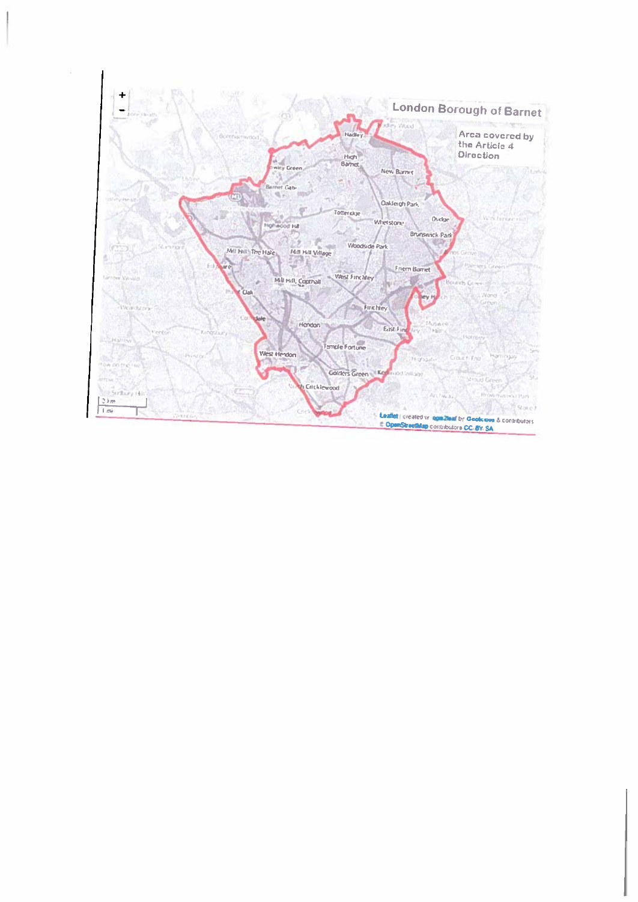London Borough of Barnet

Area covered by the Article 4 Direction